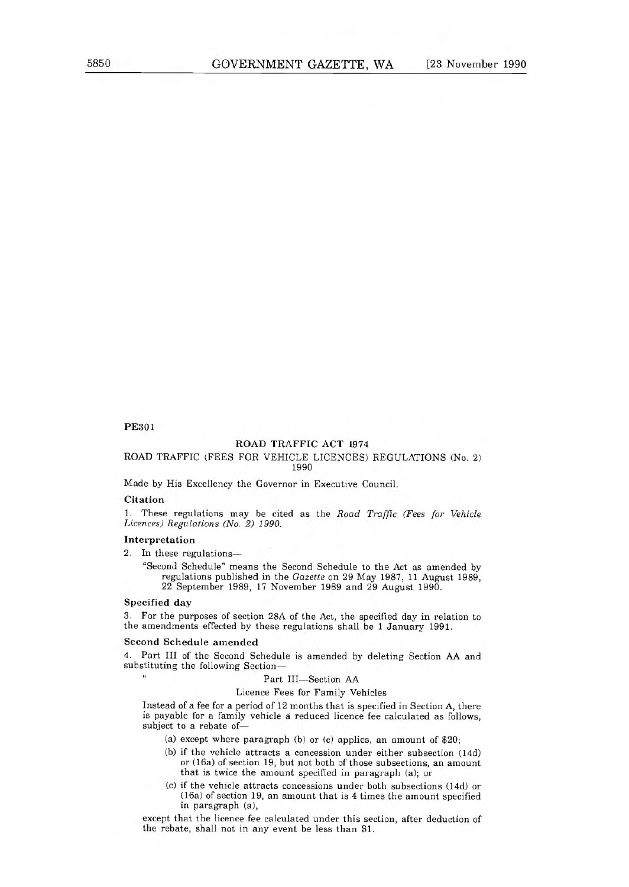PE301

## ROAD TRAFFIC ACT 1974

### ROAD TRAFFIC (FEES FOR VEHICLE LICENCES) REGULATIONS (No. 2) 1990

Made by His Excellency the Governor in Executive Council.

**Citation**

1. These regulations may be cited as the *Road Traffic (Fees for Vehicle Licences) Regulations (No. 2) 1990.*

**Interpretation**

2. In these regulations—

"Second Schedule" means the Second Schedule to the Act as amended by regulations published in the *Gazette* on 29 May 1987, 11 August 1989, 22 September 1989, 17 November 1989 and 29 August 1990.

**Specified day**

3. For the purposes of section 28A of the Act, the specified day in relation to the amendments effected by these regulations shall be 1 January 1991.

**Second Schedule amended**

4. Part III of the Second Schedule is amended by deleting Section AA and substituting the following Section—

"

Part III—Section AA

Licence Fees for Family Vehicles

Instead of a fee for a period of 12 months that is specified in Section A, there is payable for a family vehicle a reduced licence fee calculated as follows, subject to a rebate of—

(a) except where paragraph (b) or (c) applies, an amount of $20;

(b) if the vehicle attracts a concession under either subsection (14d) or (16a) of section 19, but not both of those subsections, an amount that is twice the amount specified in paragraph (a); or

(c) if the vehicle attracts concessions under both subsections (14d) or (16a) of section 19, an amount that is 4 times the amount specified in paragraph (a),

except that the licence fee calculated under this section, after deduction of the rebate, shall not in any event be less than $1.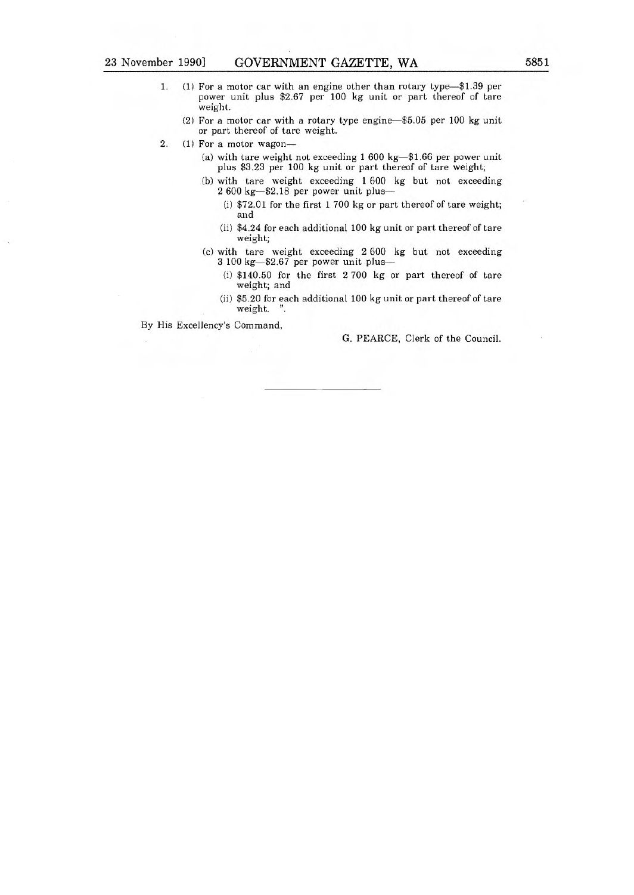1. (1) For a motor car with an engine other than rotary type—$1.39 per power unit plus $2.67 per 100 kg unit or part thereof of tare weight.

   (2) For a motor car with a rotary type engine—$5.05 per 100 kg unit or part thereof of tare weight.

2. (1) For a motor wagon—

   (a) with tare weight not exceeding 1 600 kg—$1.66 per power unit plus $3.23 per 100 kg unit or part thereof of tare weight;

   (b) with tare weight exceeding 1 600 kg but not exceeding 2 600 kg—$2.18 per power unit plus—

   (i) $72.01 for the first 1 700 kg or part thereof of tare weight; and

   (ii) $4.24 for each additional 100 kg unit or part thereof of tare weight;

   (c) with tare weight exceeding 2 600 kg but not exceeding 3 100 kg—$2.67 per power unit plus—

   (i) $140.50 for the first 2 700 kg or part thereof of tare weight; and

   (ii) $5.20 for each additional 100 kg unit or part thereof of tare weight. ".

By His Excellency's Command,

G. PEARCE, Clerk of the Council.